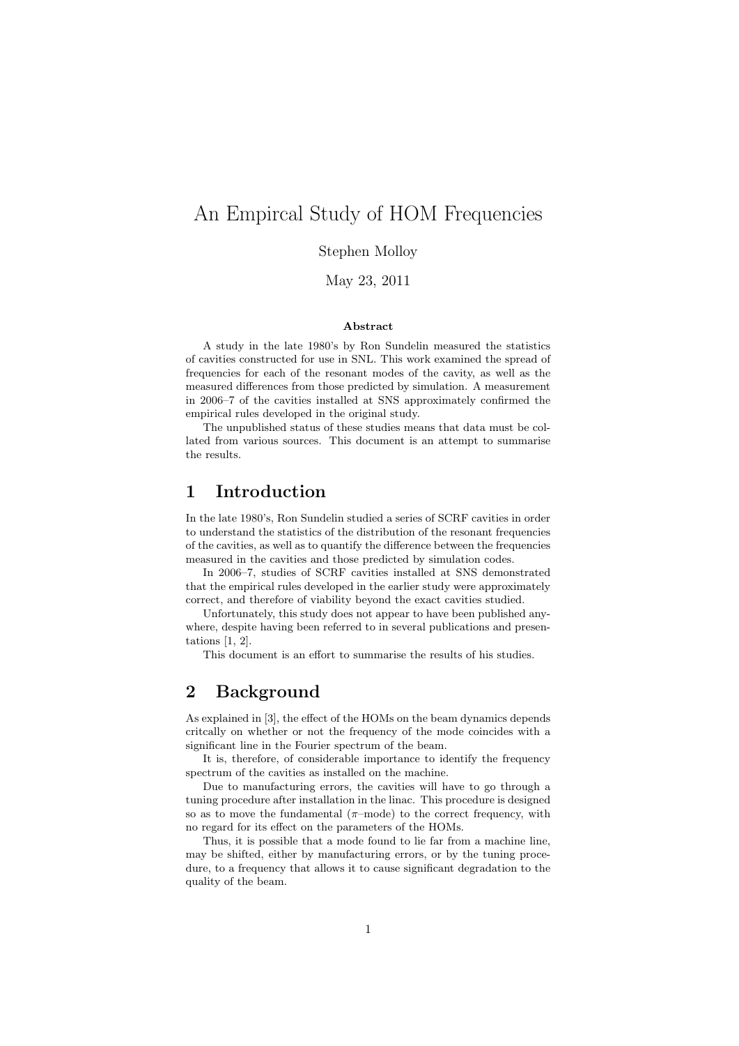# An Empircal Study of HOM Frequencies

Stephen Molloy

May 23, 2011

**Abstract**

A study in the late 1980's by Ron Sundelin measured the statistics of cavities constructed for use in SNL. This work examined the spread of frequencies for each of the resonant modes of the cavity, as well as the measured differences from those predicted by simulation. A measurement in 2006–7 of the cavities installed at SNS approximately confirmed the empirical rules developed in the original study.

The unpublished status of these studies means that data must be collated from various sources. This document is an attempt to summarise the results.

## 1 Introduction

In the late 1980's, Ron Sundelin studied a series of SCRF cavities in order to understand the statistics of the distribution of the resonant frequencies of the cavities, as well as to quantify the difference between the frequencies measured in the cavities and those predicted by simulation codes.

In 2006–7, studies of SCRF cavities installed at SNS demonstrated that the empirical rules developed in the earlier study were approximately correct, and therefore of viability beyond the exact cavities studied.

Unfortunately, this study does not appear to have been published anywhere, despite having been referred to in several publications and presentations [1, 2].

This document is an effort to summarise the results of his studies.

## 2 Background

As explained in [3], the effect of the HOMs on the beam dynamics depends critcally on whether or not the frequency of the mode coincides with a significant line in the Fourier spectrum of the beam.

It is, therefore, of considerable importance to identify the frequency spectrum of the cavities as installed on the machine.

Due to manufacturing errors, the cavities will have to go through a tuning procedure after installation in the linac. This procedure is designed so as to move the fundamental ($\pi$–mode) to the correct frequency, with no regard for its effect on the parameters of the HOMs.

Thus, it is possible that a mode found to lie far from a machine line, may be shifted, either by manufacturing errors, or by the tuning procedure, to a frequency that allows it to cause significant degradation to the quality of the beam.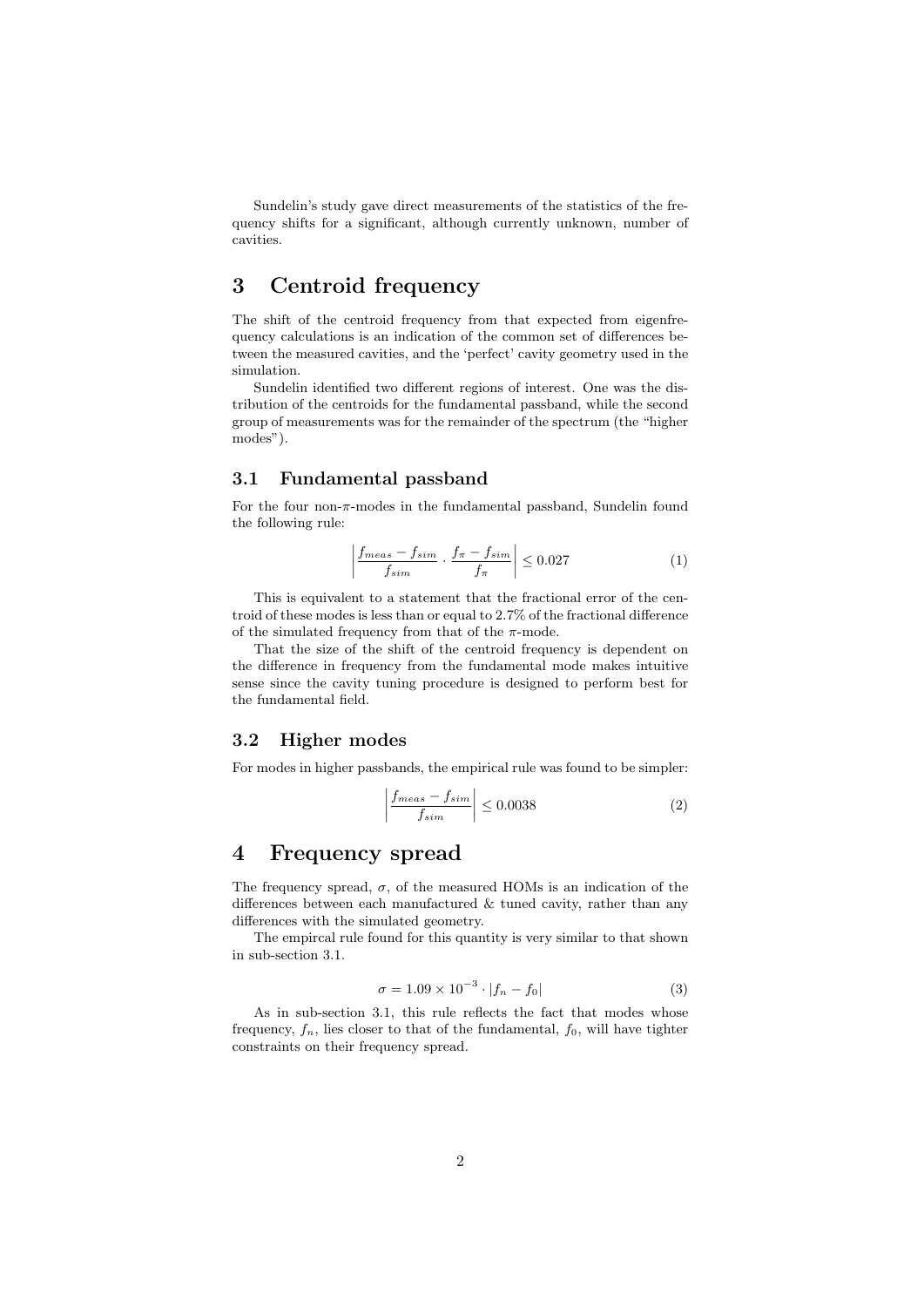Sundelin's study gave direct measurements of the statistics of the frequency shifts for a significant, although currently unknown, number of cavities.

# 3 Centroid frequency

The shift of the centroid frequency from that expected from eigenfrequency calculations is an indication of the common set of differences between the measured cavities, and the 'perfect' cavity geometry used in the simulation.

Sundelin identified two different regions of interest. One was the distribution of the centroids for the fundamental passband, while the second group of measurements was for the remainder of the spectrum (the "higher modes").

## 3.1 Fundamental passband

For the four non-$\pi$-modes in the fundamental passband, Sundelin found the following rule:

$$\left| \frac{f_{meas} - f_{sim}}{f_{sim}} \cdot \frac{f_{\pi} - f_{sim}}{f_{\pi}} \right| \leq 0.027 \tag{1}$$

This is equivalent to a statement that the fractional error of the centroid of these modes is less than or equal to 2.7% of the fractional difference of the simulated frequency from that of the $\pi$-mode.

That the size of the shift of the centroid frequency is dependent on the difference in frequency from the fundamental mode makes intuitive sense since the cavity tuning procedure is designed to perform best for the fundamental field.

## 3.2 Higher modes

For modes in higher passbands, the empirical rule was found to be simpler:

$$\left| \frac{f_{meas} - f_{sim}}{f_{sim}} \right| \leq 0.0038 \tag{2}$$

# 4 Frequency spread

The frequency spread, $\sigma$, of the measured HOMs is an indication of the differences between each manufactured & tuned cavity, rather than any differences with the simulated geometry.

The empircal rule found for this quantity is very similar to that shown in sub-section 3.1.

$$\sigma = 1.09 \times 10^{-3} \cdot |f_n - f_0| \tag{3}$$

As in sub-section 3.1, this rule reflects the fact that modes whose frequency, $f_n$, lies closer to that of the fundamental, $f_0$, will have tighter constraints on their frequency spread.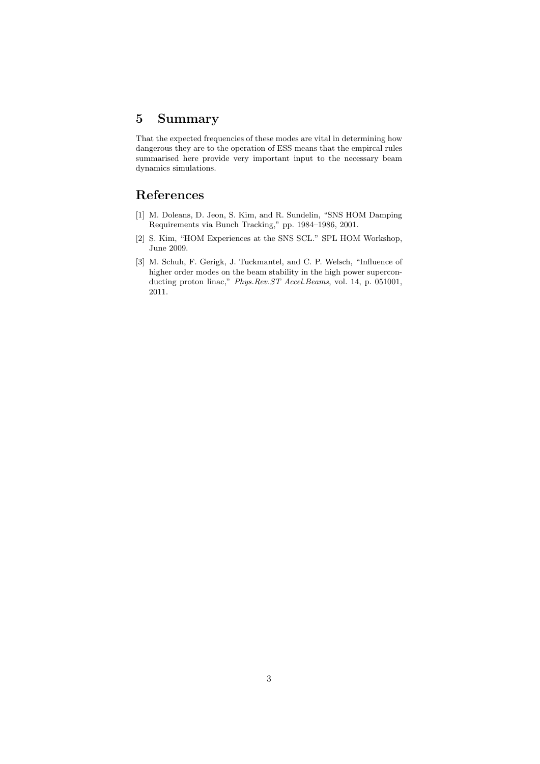## 5 Summary

That the expected frequencies of these modes are vital in determining how dangerous they are to the operation of ESS means that the empircal rules summarised here provide very important input to the necessary beam dynamics simulations.

## References

[1] M. Doleans, D. Jeon, S. Kim, and R. Sundelin, "SNS HOM Damping Requirements via Bunch Tracking," pp. 1984–1986, 2001.

[2] S. Kim, "HOM Experiences at the SNS SCL." SPL HOM Workshop, June 2009.

[3] M. Schuh, F. Gerigk, J. Tuckmantel, and C. P. Welsch, "Influence of higher order modes on the beam stability in the high power superconducting proton linac," *Phys.Rev.ST Accel.Beams*, vol. 14, p. 051001, 2011.